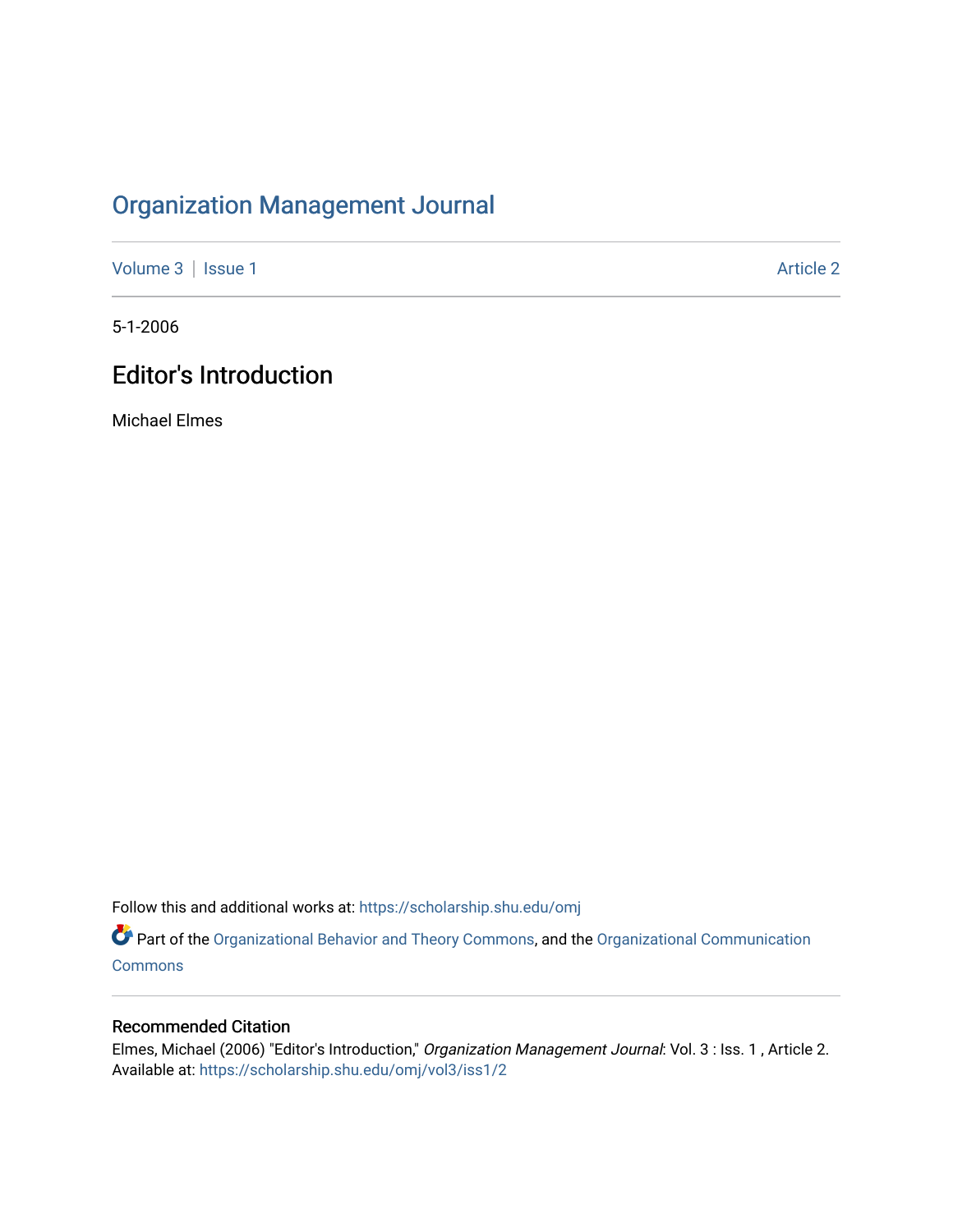# Organization Management Journal

Volume 3 | Issue 1 — Article 2

5-1-2006

## Editor's Introduction

Michael Elmes

Follow this and additional works at: https://scholarship.shu.edu/omj

Part of the Organizational Behavior and Theory Commons, and the Organizational Communication Commons

### Recommended Citation

Elmes, Michael (2006) "Editor's Introduction," *Organization Management Journal*: Vol. 3 : Iss. 1 , Article 2. Available at: https://scholarship.shu.edu/omj/vol3/iss1/2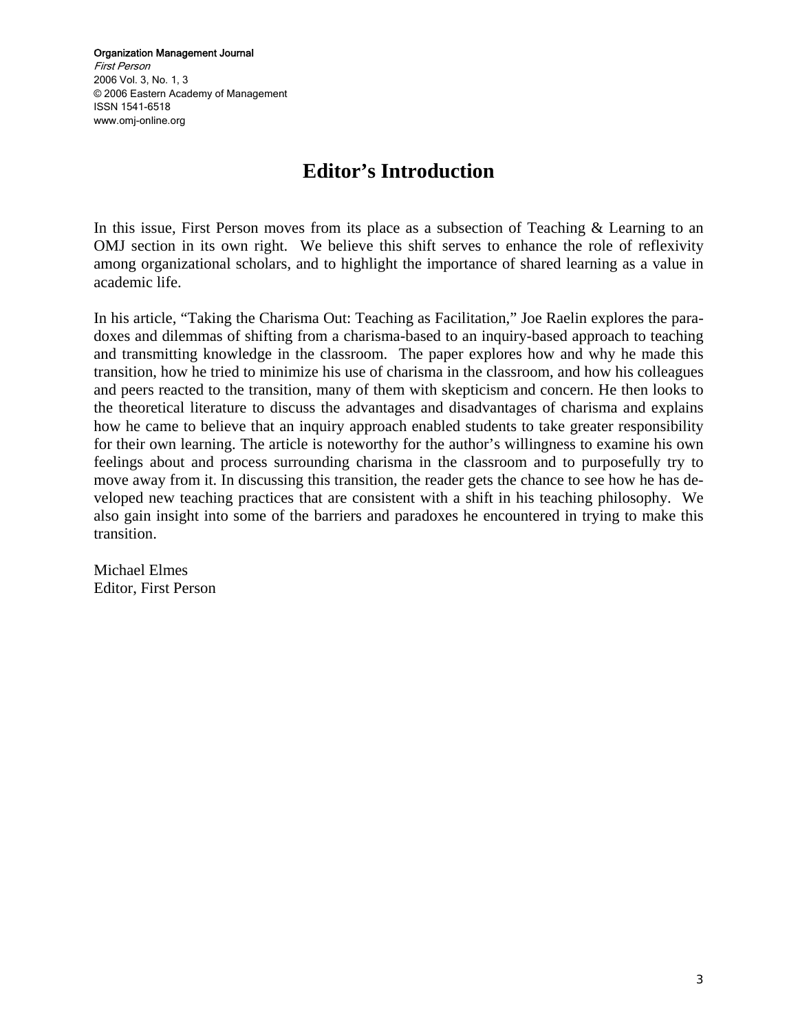# Editor's Introduction

In this issue, First Person moves from its place as a subsection of Teaching & Learning to an OMJ section in its own right. We believe this shift serves to enhance the role of reflexivity among organizational scholars, and to highlight the importance of shared learning as a value in academic life.

In his article, "Taking the Charisma Out: Teaching as Facilitation," Joe Raelin explores the paradoxes and dilemmas of shifting from a charisma-based to an inquiry-based approach to teaching and transmitting knowledge in the classroom. The paper explores how and why he made this transition, how he tried to minimize his use of charisma in the classroom, and how his colleagues and peers reacted to the transition, many of them with skepticism and concern. He then looks to the theoretical literature to discuss the advantages and disadvantages of charisma and explains how he came to believe that an inquiry approach enabled students to take greater responsibility for their own learning. The article is noteworthy for the author's willingness to examine his own feelings about and process surrounding charisma in the classroom and to purposefully try to move away from it. In discussing this transition, the reader gets the chance to see how he has developed new teaching practices that are consistent with a shift in his teaching philosophy. We also gain insight into some of the barriers and paradoxes he encountered in trying to make this transition.

Michael Elmes
Editor, First Person